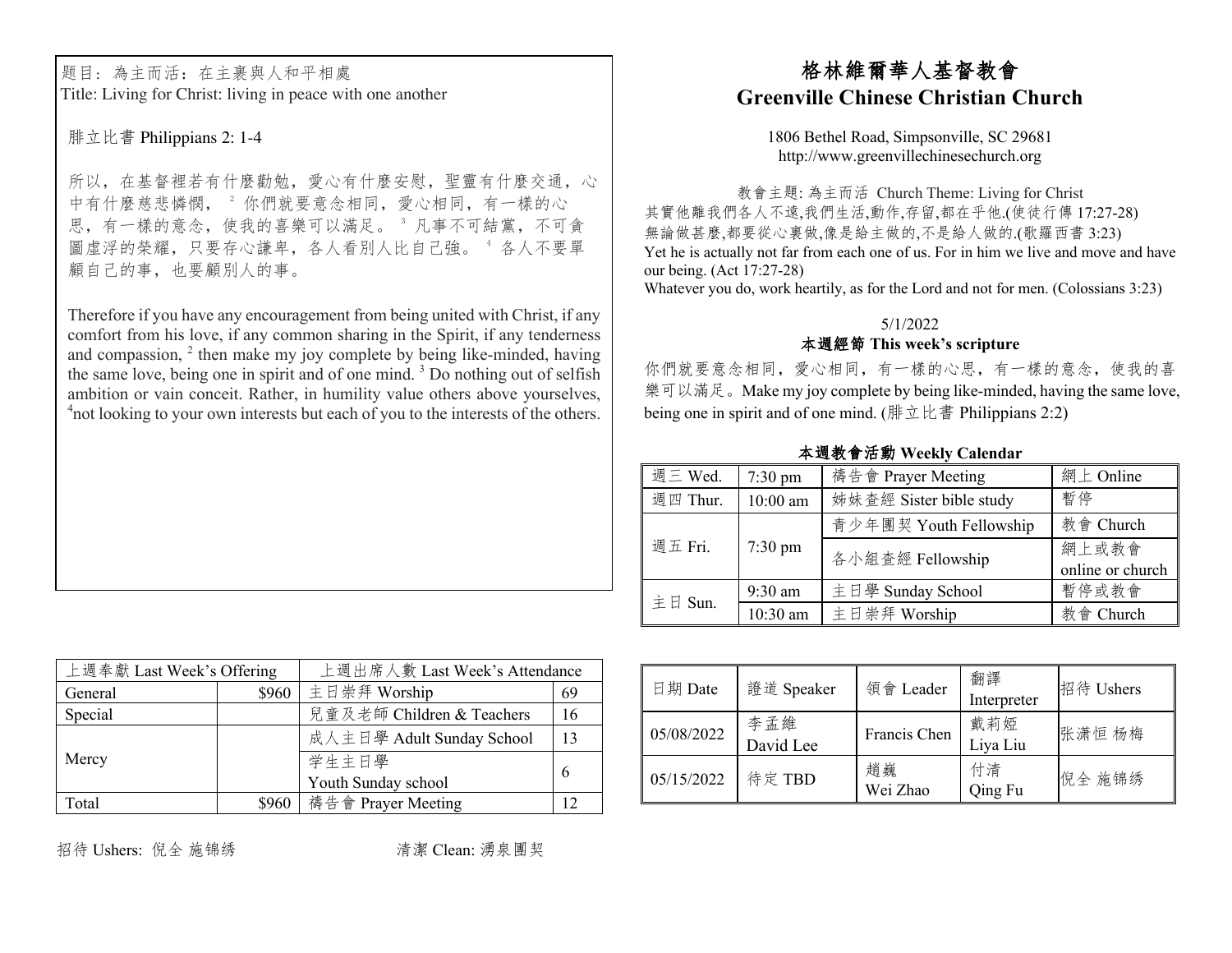题目：為主而活：在主裏與人和平相處
Title: Living for Christ: living in peace with one another

腓立比書 Philippians 2: 1-4

所以，在基督裡若有什麼勸勉，愛心有什麼安慰，聖靈有什麼交通，心中有什麼慈悲憐憫，[2] 你們就要意念相同，愛心相同，有一樣的心思，有一樣的意念，使我的喜樂可以滿足。[3] 凡事不可結黨，不可貪圖虛浮的榮耀，只要存心謙卑，各人看別人比自己強。[4] 各人不要單顧自己的事，也要顧別人的事。

Therefore if you have any encouragement from being united with Christ, if any comfort from his love, if any common sharing in the Spirit, if any tenderness and compassion, [2] then make my joy complete by being like-minded, having the same love, being one in spirit and of one mind. [3] Do nothing out of selfish ambition or vain conceit. Rather, in humility value others above yourselves, [4]not looking to your own interests but each of you to the interests of the others.

| 上週奉獻 Last Week's Offering | | 上週出席人數 Last Week's Attendance | |
|---|---|---|---|
| General | $960 | 主日崇拜 Worship | 69 |
| Special | | 兒童及老師 Children & Teachers | 16 |
| Mercy | | 成人主日學 Adult Sunday School | 13 |
| | | 学生主日學 Youth Sunday school | 6 |
| Total | $960 | 禱告會 Prayer Meeting | 12 |

招待 Ushers: 倪全 施锦绣　　　　清潔 Clean: 湧泉團契

# 格林維爾華人基督教會
# Greenville Chinese Christian Church

1806 Bethel Road, Simpsonville, SC 29681
http://www.greenvillechinesechurch.org

教會主題: 為主而活 Church Theme: Living for Christ
其實他離我們各人不遠,我們生活,動作,存留,都在乎他.(使徒行傳 17:27-28)
無論做甚麼,都要從心裏做,像是給主做的,不是給人做的.(歌羅西書 3:23)
Yet he is actually not far from each one of us. For in him we live and move and have our being. (Act 17:27-28)
Whatever you do, work heartily, as for the Lord and not for men. (Colossians 3:23)

5/1/2022

**本週經節 This week's scripture**

你們就要意念相同，愛心相同，有一樣的心思，有一樣的意念，使我的喜樂可以滿足。Make my joy complete by being like-minded, having the same love, being one in spirit and of one mind. (腓立比書 Philippians 2:2)

**本週教會活動 Weekly Calendar**

| | | | |
|---|---|---|---|
| 週三 Wed. | 7:30 pm | 禱告會 Prayer Meeting | 網上 Online |
| 週四 Thur. | 10:00 am | 姊妹查經 Sister bible study | 暫停 |
| 週五 Fri. | 7:30 pm | 青少年團契 Youth Fellowship | 教會 Church |
| | | 各小組查經 Fellowship | 網上或教會 online or church |
| 主日 Sun. | 9:30 am | 主日學 Sunday School | 暫停或教會 |
| | 10:30 am | 主日崇拜 Worship | 教會 Church |

| 日期 Date | 證道 Speaker | 領會 Leader | 翻譯 Interpreter | 招待 Ushers |
|---|---|---|---|---|
| 05/08/2022 | 李孟維 David Lee | Francis Chen | 戴莉婭 Liya Liu | 张潇恒 杨梅 |
| 05/15/2022 | 待定 TBD | 趙巍 Wei Zhao | 付清 Qing Fu | 倪全 施锦绣 |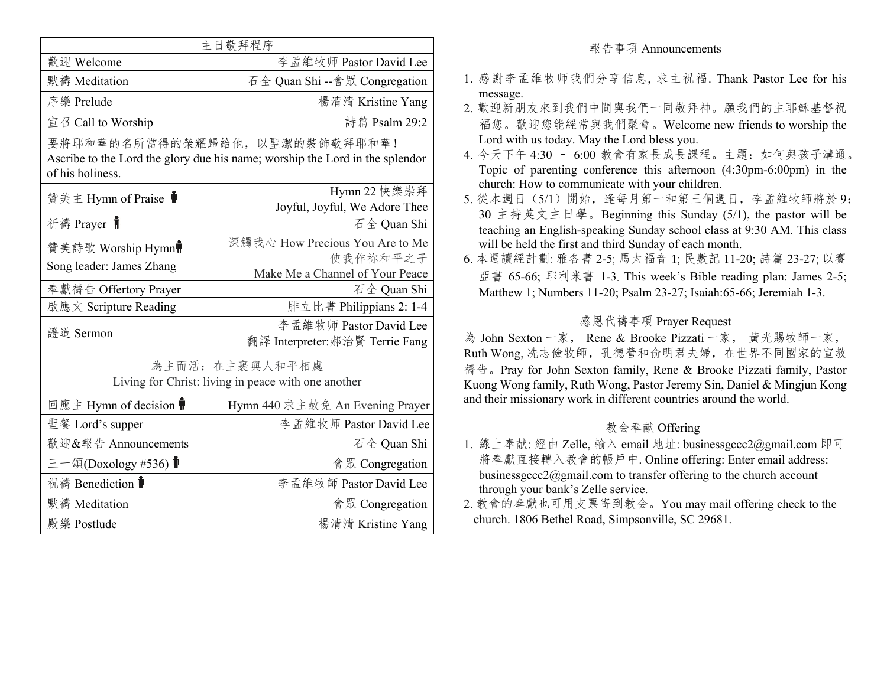| 主日敬拜程序 | |
|---|---|
| 歡迎 Welcome | 李孟維牧师 Pastor David Lee |
| 默禱 Meditation | 石全 Quan Shi --會眾 Congregation |
| 序樂 Prelude | 楊清清 Kristine Yang |
| 宣召 Call to Worship | 詩篇 Psalm 29:2 |
| 要將耶和華的名所當得的榮耀歸給他，以聖潔的裝飾敬拜耶和華! Ascribe to the Lord the glory due his name; worship the Lord in the splendor of his holiness. | |
| 贊美主 Hymn of Praise 🕴 | Hymn 22 快樂崇拜 Joyful, Joyful, We Adore Thee |
| 祈禱 Prayer 🕴 | 石全 Quan Shi |
| 贊美詩歌 Worship Hymn🕴 Song leader: James Zhang | 深觸我心 How Precious You Are to Me 使我作祢和平之子 Make Me a Channel of Your Peace |
| 奉獻禱告 Offertory Prayer | 石全 Quan Shi |
| 啟應文 Scripture Reading | 腓立比書 Philippians 2: 1-4 |
| 證道 Sermon | 李孟維牧师 Pastor David Lee 翻譯 Interpreter:郝治賢 Terrie Fang |
| 為主而活：在主裏與人和平相處 Living for Christ: living in peace with one another | |
| 回應主 Hymn of decision 🕴 | Hymn 440 求主赦免 An Evening Prayer |
| 聖餐 Lord's supper | 李孟維牧师 Pastor David Lee |
| 歡迎&報告 Announcements | 石全 Quan Shi |
| 三一頌(Doxology #536) 🕴 | 會眾 Congregation |
| 祝禱 Benediction 🕴 | 李孟維牧師 Pastor David Lee |
| 默禱 Meditation | 會眾 Congregation |
| 殿樂 Postlude | 楊清清 Kristine Yang |

## 報告事項 Announcements

1. 感謝李孟維牧师我們分享信息, 求主祝福. Thank Pastor Lee for his message.
2. 歡迎新朋友來到我們中間與我們一同敬拜神。願我們的主耶穌基督祝福您。歡迎您能經常與我們聚會。Welcome new friends to worship the Lord with us today. May the Lord bless you.
4. 今天下午 4:30 – 6:00 教會有家長成長課程。主題：如何與孩子溝通。Topic of parenting conference this afternoon (4:30pm-6:00pm) in the church: How to communicate with your children.
5. 從本週日（5/1）開始，逢每月第一和第三個週日，李孟維牧師將於 9：30 主持英文主日學。Beginning this Sunday (5/1), the pastor will be teaching an English-speaking Sunday school class at 9:30 AM. This class will be held the first and third Sunday of each month.
6. 本週讀經計劃: 雅各書 2-5; 馬太福音 1; 民數記 11-20; 詩篇 23-27; 以賽亞書 65-66; 耶利米書 1-3. This week's Bible reading plan: James 2-5; Matthew 1; Numbers 11-20; Psalm 23-27; Isaiah:65-66; Jeremiah 1-3.

## 感恩代禱事項 Prayer Request

為 John Sexton 一家， Rene & Brooke Pizzati 一家， 黃光賜牧師一家，Ruth Wong, 冼志倹牧師，孔德聱和俞明君夫婦，在世界不同國家的宣教禱告。Pray for John Sexton family, Rene & Brooke Pizzati family, Pastor Kuong Wong family, Ruth Wong, Pastor Jeremy Sin, Daniel & Mingjun Kong and their missionary work in different countries around the world.

## 教会奉献 Offering

1. 線上奉献: 經由 Zelle, 輸入 email 地址: businessgccc2@gmail.com 即可將奉獻直接轉入教會的帳戶中. Online offering: Enter email address: businessgccc2@gmail.com to transfer offering to the church account through your bank's Zelle service.
2. 教會的奉獻也可用支票寄到教会。You may mail offering check to the church. 1806 Bethel Road, Simpsonville, SC 29681.